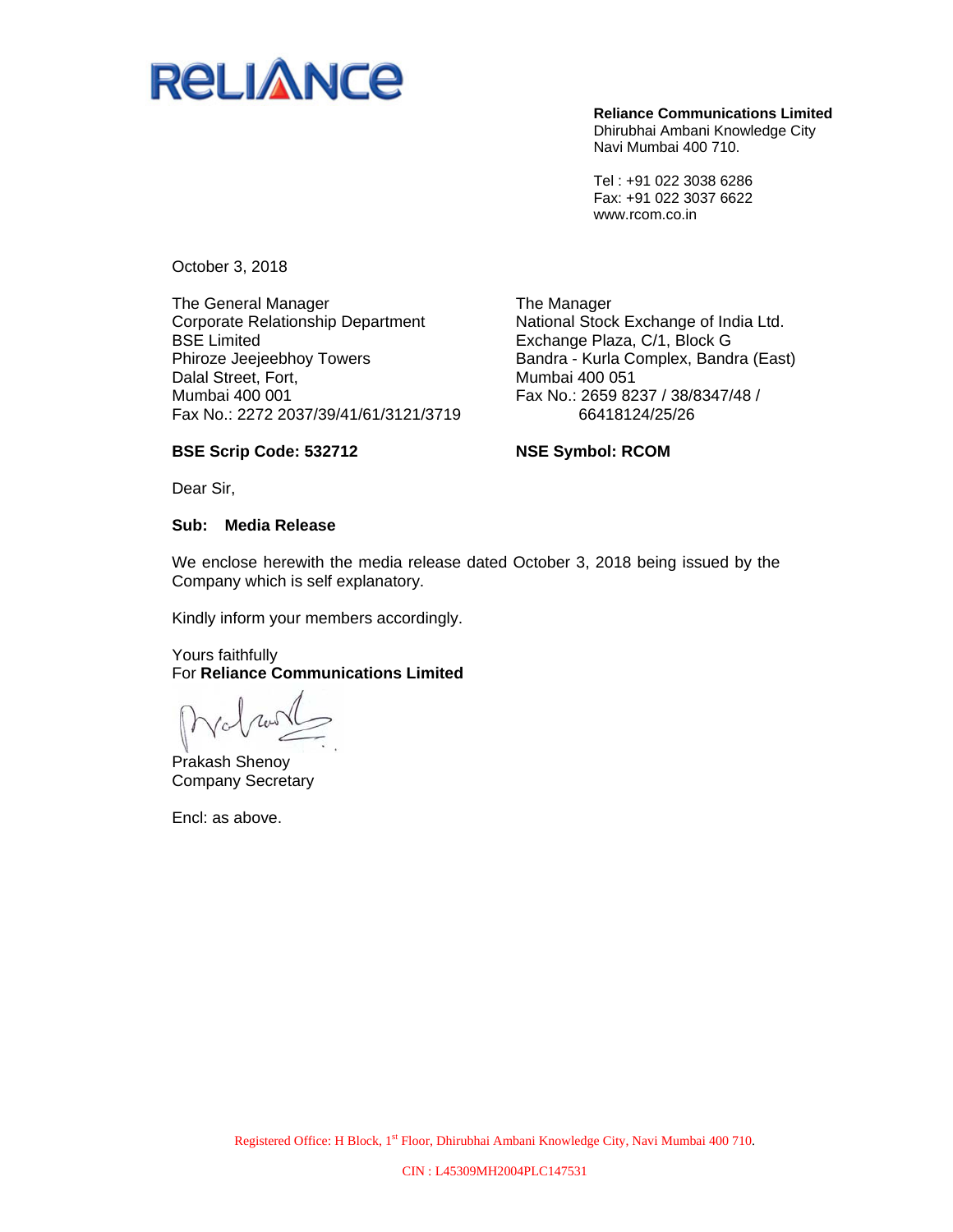**Reliance Communications Limited**
Dhirubhai Ambani Knowledge City
Navi Mumbai 400 710.

Tel : +91 022 3038 6286
Fax: +91 022 3037 6622
www.rcom.co.in

October 3, 2018

The General Manager
Corporate Relationship Department
BSE Limited
Phiroze Jeejeebhoy Towers
Dalal Street, Fort,
Mumbai 400 001
Fax No.: 2272 2037/39/41/61/3121/3719

**BSE Scrip Code: 532712**

The Manager
National Stock Exchange of India Ltd.
Exchange Plaza, C/1, Block G
Bandra - Kurla Complex, Bandra (East)
Mumbai 400 051
Fax No.: 2659 8237 / 38/8347/48 / 66418124/25/26

**NSE Symbol: RCOM**

Dear Sir,

**Sub: Media Release**

We enclose herewith the media release dated October 3, 2018 being issued by the Company which is self explanatory.

Kindly inform your members accordingly.

Yours faithfully
For **Reliance Communications Limited**

Prakash Shenoy
Company Secretary

Encl: as above.

Registered Office: H Block, 1st Floor, Dhirubhai Ambani Knowledge City, Navi Mumbai 400 710.

CIN : L45309MH2004PLC147531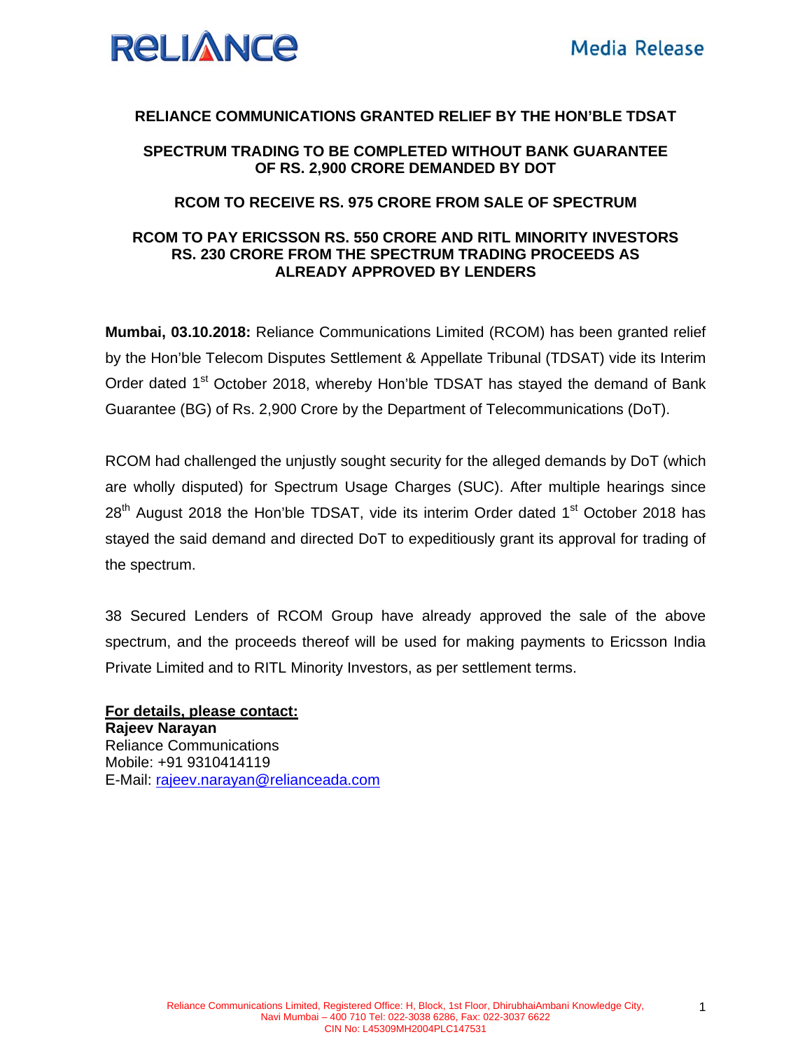**RELIANCE COMMUNICATIONS GRANTED RELIEF BY THE HON'BLE TDSAT**

**SPECTRUM TRADING TO BE COMPLETED WITHOUT BANK GUARANTEE OF RS. 2,900 CRORE DEMANDED BY DOT**

**RCOM TO RECEIVE RS. 975 CRORE FROM SALE OF SPECTRUM**

**RCOM TO PAY ERICSSON RS. 550 CRORE AND RITL MINORITY INVESTORS RS. 230 CRORE FROM THE SPECTRUM TRADING PROCEEDS AS ALREADY APPROVED BY LENDERS**

**Mumbai, 03.10.2018:** Reliance Communications Limited (RCOM) has been granted relief by the Hon'ble Telecom Disputes Settlement & Appellate Tribunal (TDSAT) vide its Interim Order dated 1st October 2018, whereby Hon'ble TDSAT has stayed the demand of Bank Guarantee (BG) of Rs. 2,900 Crore by the Department of Telecommunications (DoT).

RCOM had challenged the unjustly sought security for the alleged demands by DoT (which are wholly disputed) for Spectrum Usage Charges (SUC). After multiple hearings since 28th August 2018 the Hon'ble TDSAT, vide its interim Order dated 1st October 2018 has stayed the said demand and directed DoT to expeditiously grant its approval for trading of the spectrum.

38 Secured Lenders of RCOM Group have already approved the sale of the above spectrum, and the proceeds thereof will be used for making payments to Ericsson India Private Limited and to RITL Minority Investors, as per settlement terms.

**For details, please contact:**
**Rajeev Narayan**
Reliance Communications
Mobile: +91 9310414119
E-Mail: rajeev.narayan@relianceada.com

Reliance Communications Limited, Registered Office: H, Block, 1st Floor, DhirubhaiAmbani Knowledge City, Navi Mumbai – 400 710 Tel: 022-3038 6286, Fax: 022-3037 6622
CIN No: L45309MH2004PLC147531